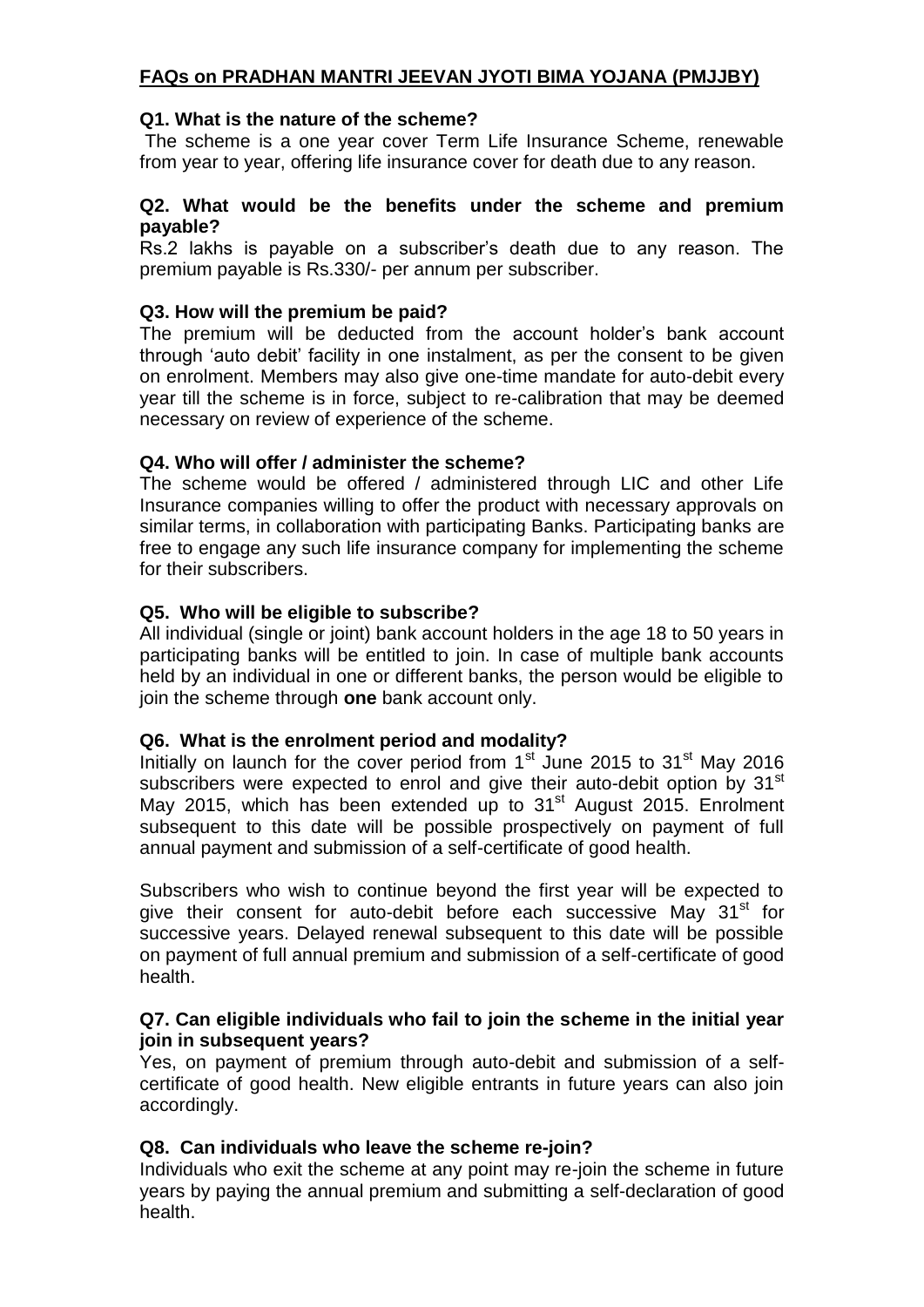## FAQs on PRADHAN MANTRI JEEVAN JYOTI BIMA YOJANA (PMJJBY)

**Q1. What is the nature of the scheme?**

The scheme is a one year cover Term Life Insurance Scheme, renewable from year to year, offering life insurance cover for death due to any reason.

**Q2. What would be the benefits under the scheme and premium payable?**

Rs.2 lakhs is payable on a subscriber's death due to any reason. The premium payable is Rs.330/- per annum per subscriber.

**Q3. How will the premium be paid?**

The premium will be deducted from the account holder's bank account through 'auto debit' facility in one instalment, as per the consent to be given on enrolment. Members may also give one-time mandate for auto-debit every year till the scheme is in force, subject to re-calibration that may be deemed necessary on review of experience of the scheme.

**Q4. Who will offer / administer the scheme?**

The scheme would be offered / administered through LIC and other Life Insurance companies willing to offer the product with necessary approvals on similar terms, in collaboration with participating Banks. Participating banks are free to engage any such life insurance company for implementing the scheme for their subscribers.

**Q5. Who will be eligible to subscribe?**

All individual (single or joint) bank account holders in the age 18 to 50 years in participating banks will be entitled to join. In case of multiple bank accounts held by an individual in one or different banks, the person would be eligible to join the scheme through **one** bank account only.

**Q6. What is the enrolment period and modality?**

Initially on launch for the cover period from 1st June 2015 to 31st May 2016 subscribers were expected to enrol and give their auto-debit option by 31st May 2015, which has been extended up to 31st August 2015. Enrolment subsequent to this date will be possible prospectively on payment of full annual payment and submission of a self-certificate of good health.

Subscribers who wish to continue beyond the first year will be expected to give their consent for auto-debit before each successive May 31st for successive years. Delayed renewal subsequent to this date will be possible on payment of full annual premium and submission of a self-certificate of good health.

**Q7. Can eligible individuals who fail to join the scheme in the initial year join in subsequent years?**

Yes, on payment of premium through auto-debit and submission of a self-certificate of good health. New eligible entrants in future years can also join accordingly.

**Q8. Can individuals who leave the scheme re-join?**

Individuals who exit the scheme at any point may re-join the scheme in future years by paying the annual premium and submitting a self-declaration of good health.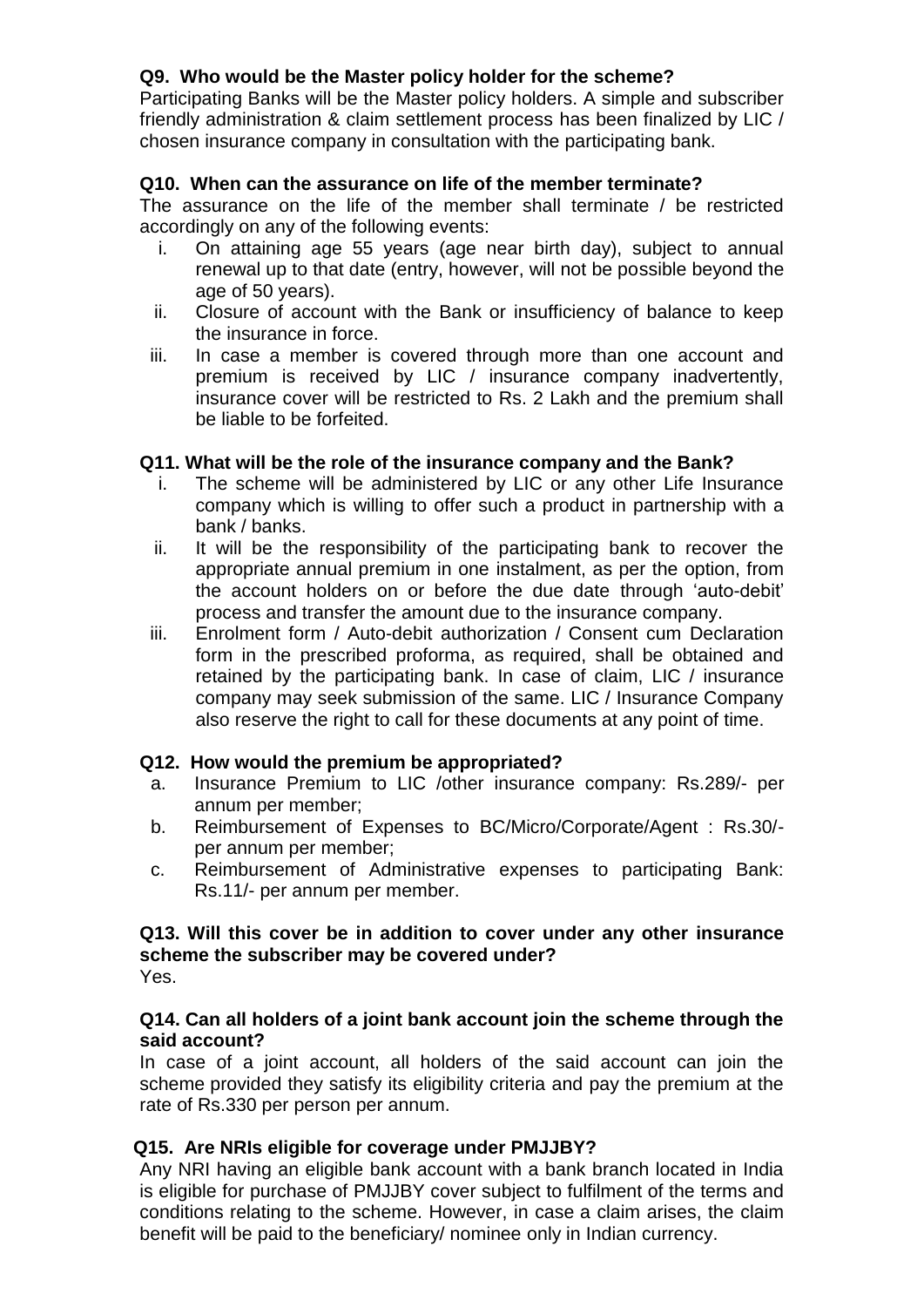**Q9. Who would be the Master policy holder for the scheme?**

Participating Banks will be the Master policy holders. A simple and subscriber friendly administration & claim settlement process has been finalized by LIC / chosen insurance company in consultation with the participating bank.

**Q10. When can the assurance on life of the member terminate?**

The assurance on the life of the member shall terminate / be restricted accordingly on any of the following events:

i. On attaining age 55 years (age near birth day), subject to annual renewal up to that date (entry, however, will not be possible beyond the age of 50 years).
ii. Closure of account with the Bank or insufficiency of balance to keep the insurance in force.
iii. In case a member is covered through more than one account and premium is received by LIC / insurance company inadvertently, insurance cover will be restricted to Rs. 2 Lakh and the premium shall be liable to be forfeited.

**Q11. What will be the role of the insurance company and the Bank?**

i. The scheme will be administered by LIC or any other Life Insurance company which is willing to offer such a product in partnership with a bank / banks.
ii. It will be the responsibility of the participating bank to recover the appropriate annual premium in one instalment, as per the option, from the account holders on or before the due date through 'auto-debit' process and transfer the amount due to the insurance company.
iii. Enrolment form / Auto-debit authorization / Consent cum Declaration form in the prescribed proforma, as required, shall be obtained and retained by the participating bank. In case of claim, LIC / insurance company may seek submission of the same. LIC / Insurance Company also reserve the right to call for these documents at any point of time.

**Q12. How would the premium be appropriated?**

a. Insurance Premium to LIC /other insurance company: Rs.289/- per annum per member;
b. Reimbursement of Expenses to BC/Micro/Corporate/Agent : Rs.30/- per annum per member;
c. Reimbursement of Administrative expenses to participating Bank: Rs.11/- per annum per member.

**Q13. Will this cover be in addition to cover under any other insurance scheme the subscriber may be covered under?**

Yes.

**Q14. Can all holders of a joint bank account join the scheme through the said account?**

In case of a joint account, all holders of the said account can join the scheme provided they satisfy its eligibility criteria and pay the premium at the rate of Rs.330 per person per annum.

**Q15. Are NRIs eligible for coverage under PMJJBY?**

Any NRI having an eligible bank account with a bank branch located in India is eligible for purchase of PMJJBY cover subject to fulfilment of the terms and conditions relating to the scheme. However, in case a claim arises, the claim benefit will be paid to the beneficiary/ nominee only in Indian currency.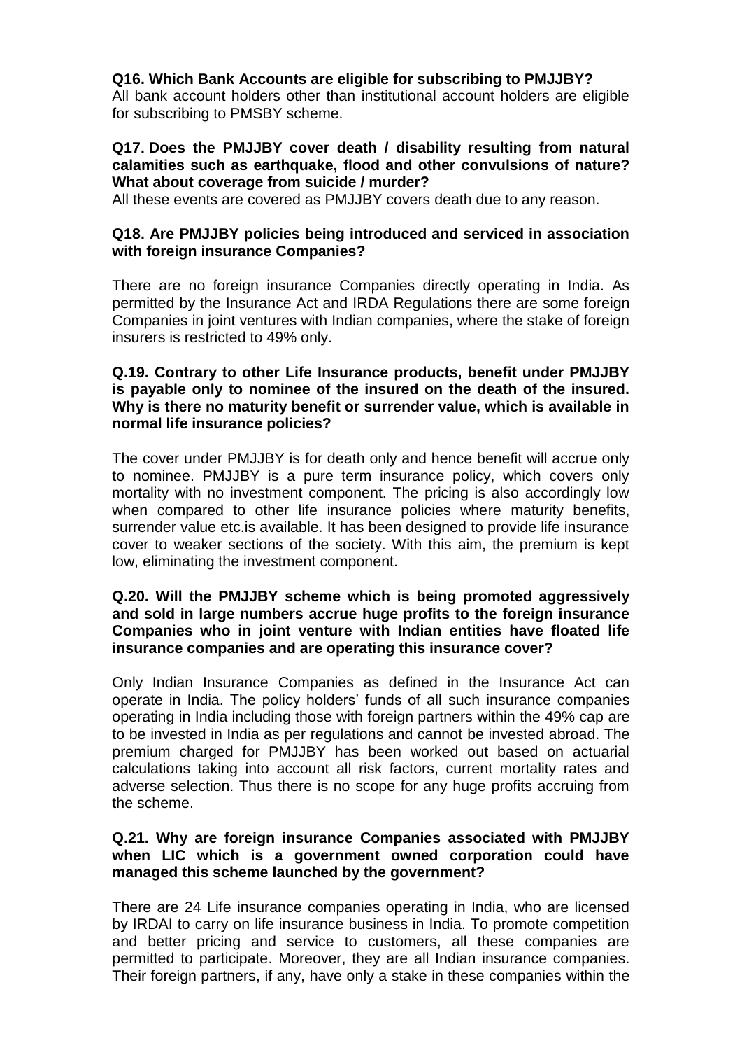**Q16. Which Bank Accounts are eligible for subscribing to PMJJBY?**

All bank account holders other than institutional account holders are eligible for subscribing to PMSBY scheme.

**Q17. Does the PMJJBY cover death / disability resulting from natural calamities such as earthquake, flood and other convulsions of nature? What about coverage from suicide / murder?**

All these events are covered as PMJJBY covers death due to any reason.

**Q18. Are PMJJBY policies being introduced and serviced in association with foreign insurance Companies?**

There are no foreign insurance Companies directly operating in India. As permitted by the Insurance Act and IRDA Regulations there are some foreign Companies in joint ventures with Indian companies, where the stake of foreign insurers is restricted to 49% only.

**Q.19. Contrary to other Life Insurance products, benefit under PMJJBY is payable only to nominee of the insured on the death of the insured. Why is there no maturity benefit or surrender value, which is available in normal life insurance policies?**

The cover under PMJJBY is for death only and hence benefit will accrue only to nominee. PMJJBY is a pure term insurance policy, which covers only mortality with no investment component. The pricing is also accordingly low when compared to other life insurance policies where maturity benefits, surrender value etc.is available. It has been designed to provide life insurance cover to weaker sections of the society. With this aim, the premium is kept low, eliminating the investment component.

**Q.20. Will the PMJJBY scheme which is being promoted aggressively and sold in large numbers accrue huge profits to the foreign insurance Companies who in joint venture with Indian entities have floated life insurance companies and are operating this insurance cover?**

Only Indian Insurance Companies as defined in the Insurance Act can operate in India. The policy holders' funds of all such insurance companies operating in India including those with foreign partners within the 49% cap are to be invested in India as per regulations and cannot be invested abroad. The premium charged for PMJJBY has been worked out based on actuarial calculations taking into account all risk factors, current mortality rates and adverse selection. Thus there is no scope for any huge profits accruing from the scheme.

**Q.21. Why are foreign insurance Companies associated with PMJJBY when LIC which is a government owned corporation could have managed this scheme launched by the government?**

There are 24 Life insurance companies operating in India, who are licensed by IRDAI to carry on life insurance business in India. To promote competition and better pricing and service to customers, all these companies are permitted to participate. Moreover, they are all Indian insurance companies. Their foreign partners, if any, have only a stake in these companies within the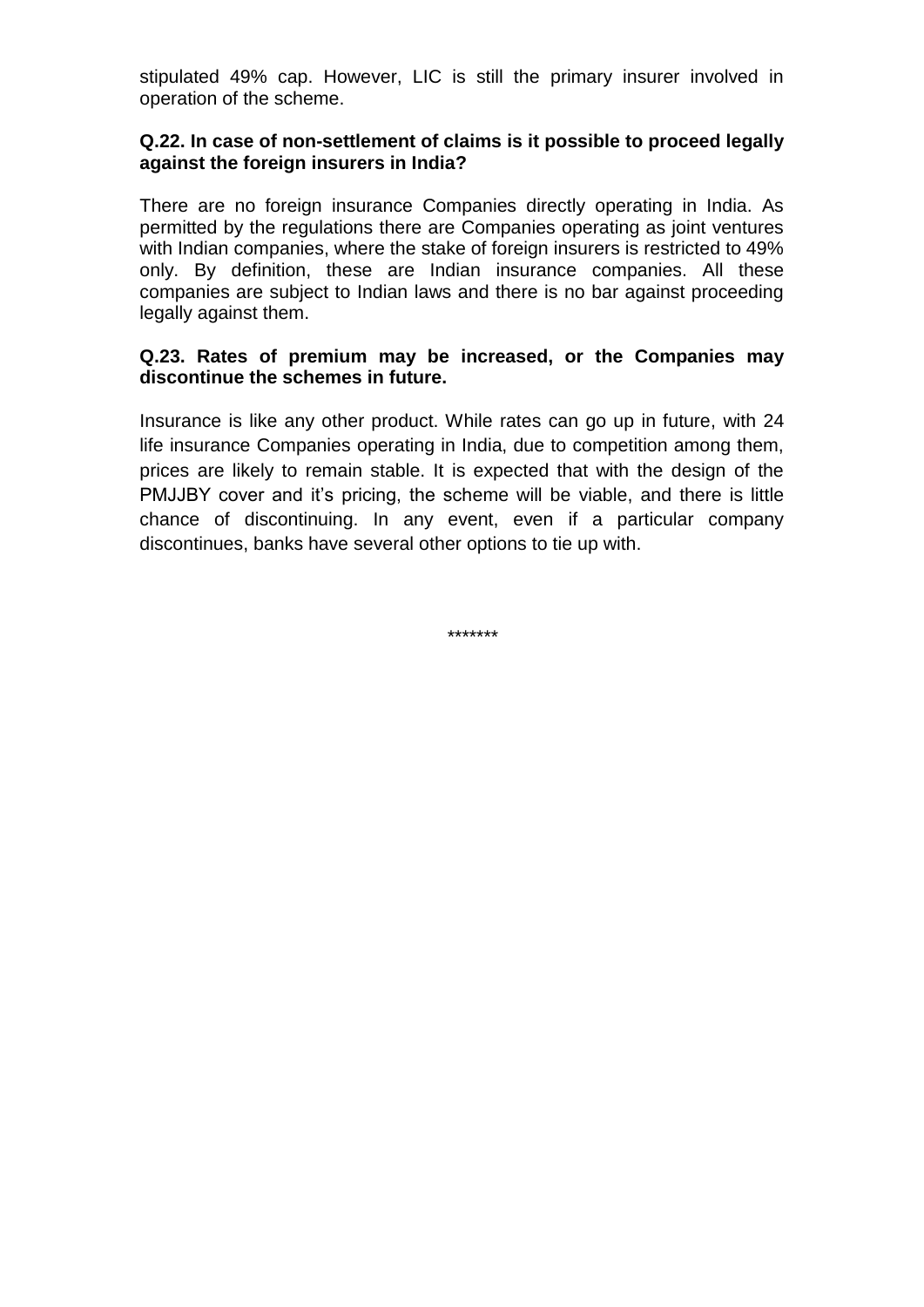stipulated 49% cap. However, LIC is still the primary insurer involved in operation of the scheme.

**Q.22. In case of non-settlement of claims is it possible to proceed legally against the foreign insurers in India?**

There are no foreign insurance Companies directly operating in India. As permitted by the regulations there are Companies operating as joint ventures with Indian companies, where the stake of foreign insurers is restricted to 49% only. By definition, these are Indian insurance companies. All these companies are subject to Indian laws and there is no bar against proceeding legally against them.

**Q.23. Rates of premium may be increased, or the Companies may discontinue the schemes in future.**

Insurance is like any other product. While rates can go up in future, with 24 life insurance Companies operating in India, due to competition among them, prices are likely to remain stable. It is expected that with the design of the PMJJBY cover and it's pricing, the scheme will be viable, and there is little chance of discontinuing. In any event, even if a particular company discontinues, banks have several other options to tie up with.

*******